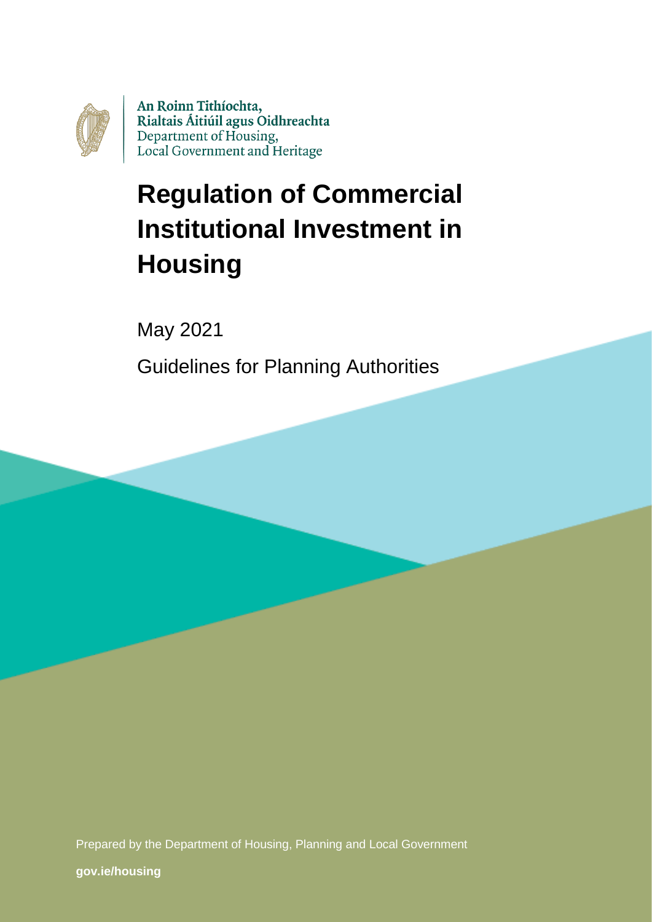An Roinn Tithíochta,
Rialtais Áitiúil agus Oidhreachta
Department of Housing,
Local Government and Heritage

# Regulation of Commercial Institutional Investment in Housing

May 2021

Guidelines for Planning Authorities

Prepared by the Department of Housing, Planning and Local Government

**gov.ie/housing**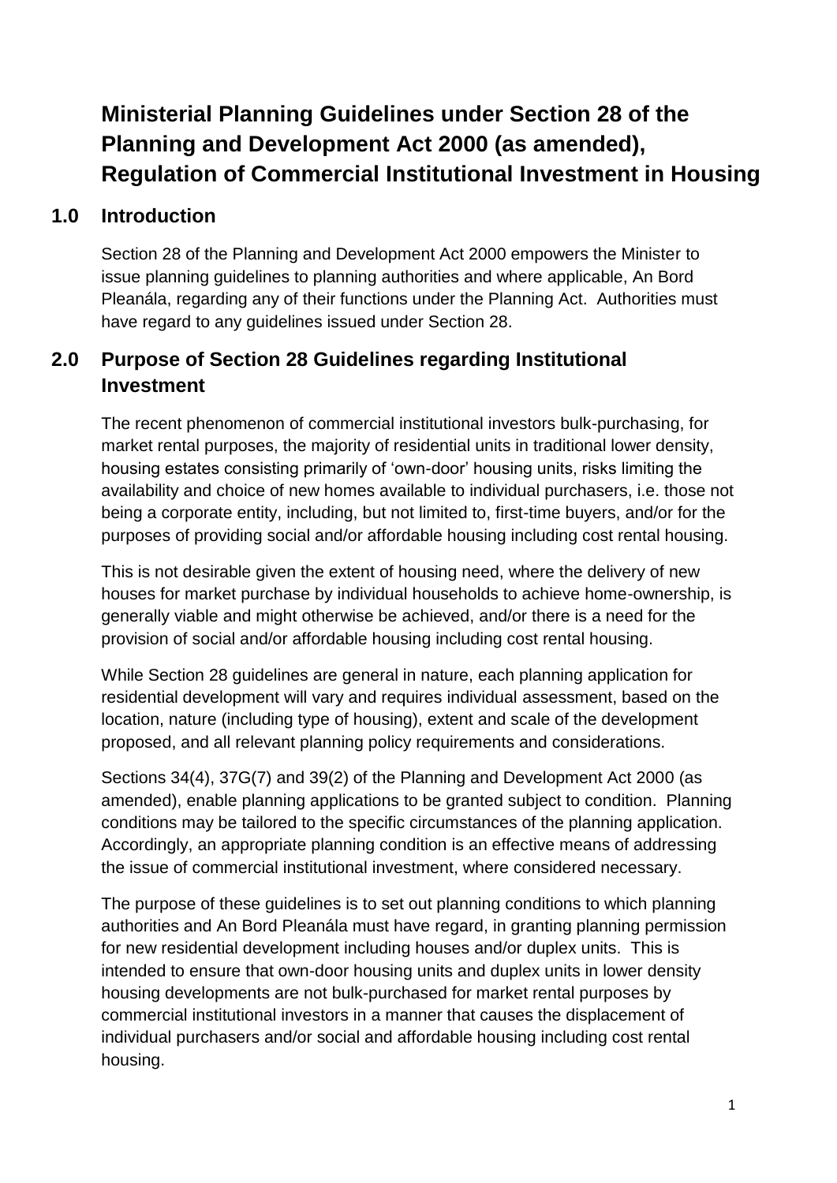# Ministerial Planning Guidelines under Section 28 of the Planning and Development Act 2000 (as amended), Regulation of Commercial Institutional Investment in Housing

## 1.0 Introduction

Section 28 of the Planning and Development Act 2000 empowers the Minister to issue planning guidelines to planning authorities and where applicable, An Bord Pleanála, regarding any of their functions under the Planning Act. Authorities must have regard to any guidelines issued under Section 28.

## 2.0 Purpose of Section 28 Guidelines regarding Institutional Investment

The recent phenomenon of commercial institutional investors bulk-purchasing, for market rental purposes, the majority of residential units in traditional lower density, housing estates consisting primarily of 'own-door' housing units, risks limiting the availability and choice of new homes available to individual purchasers, i.e. those not being a corporate entity, including, but not limited to, first-time buyers, and/or for the purposes of providing social and/or affordable housing including cost rental housing.

This is not desirable given the extent of housing need, where the delivery of new houses for market purchase by individual households to achieve home-ownership, is generally viable and might otherwise be achieved, and/or there is a need for the provision of social and/or affordable housing including cost rental housing.

While Section 28 guidelines are general in nature, each planning application for residential development will vary and requires individual assessment, based on the location, nature (including type of housing), extent and scale of the development proposed, and all relevant planning policy requirements and considerations.

Sections 34(4), 37G(7) and 39(2) of the Planning and Development Act 2000 (as amended), enable planning applications to be granted subject to condition. Planning conditions may be tailored to the specific circumstances of the planning application. Accordingly, an appropriate planning condition is an effective means of addressing the issue of commercial institutional investment, where considered necessary.

The purpose of these guidelines is to set out planning conditions to which planning authorities and An Bord Pleanála must have regard, in granting planning permission for new residential development including houses and/or duplex units. This is intended to ensure that own-door housing units and duplex units in lower density housing developments are not bulk-purchased for market rental purposes by commercial institutional investors in a manner that causes the displacement of individual purchasers and/or social and affordable housing including cost rental housing.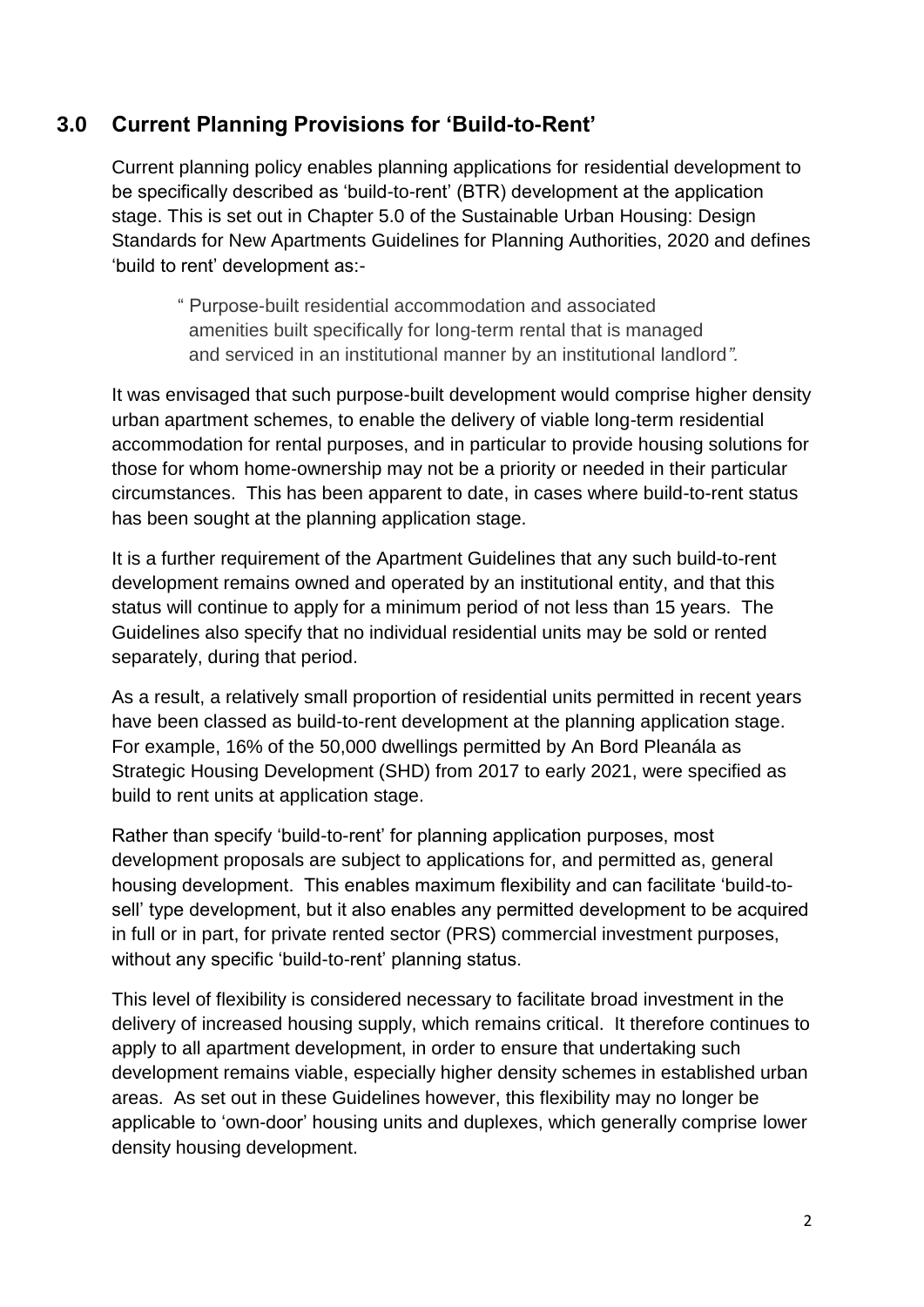## 3.0 Current Planning Provisions for 'Build-to-Rent'

Current planning policy enables planning applications for residential development to be specifically described as 'build-to-rent' (BTR) development at the application stage. This is set out in Chapter 5.0 of the Sustainable Urban Housing: Design Standards for New Apartments Guidelines for Planning Authorities, 2020 and defines 'build to rent' development as:-

> " Purpose-built residential accommodation and associated amenities built specifically for long-term rental that is managed and serviced in an institutional manner by an institutional landlord*".*

It was envisaged that such purpose-built development would comprise higher density urban apartment schemes, to enable the delivery of viable long-term residential accommodation for rental purposes, and in particular to provide housing solutions for those for whom home-ownership may not be a priority or needed in their particular circumstances. This has been apparent to date, in cases where build-to-rent status has been sought at the planning application stage.

It is a further requirement of the Apartment Guidelines that any such build-to-rent development remains owned and operated by an institutional entity, and that this status will continue to apply for a minimum period of not less than 15 years. The Guidelines also specify that no individual residential units may be sold or rented separately, during that period.

As a result, a relatively small proportion of residential units permitted in recent years have been classed as build-to-rent development at the planning application stage. For example, 16% of the 50,000 dwellings permitted by An Bord Pleanála as Strategic Housing Development (SHD) from 2017 to early 2021, were specified as build to rent units at application stage.

Rather than specify 'build-to-rent' for planning application purposes, most development proposals are subject to applications for, and permitted as, general housing development. This enables maximum flexibility and can facilitate 'build-to-sell' type development, but it also enables any permitted development to be acquired in full or in part, for private rented sector (PRS) commercial investment purposes, without any specific 'build-to-rent' planning status.

This level of flexibility is considered necessary to facilitate broad investment in the delivery of increased housing supply, which remains critical. It therefore continues to apply to all apartment development, in order to ensure that undertaking such development remains viable, especially higher density schemes in established urban areas. As set out in these Guidelines however, this flexibility may no longer be applicable to 'own-door' housing units and duplexes, which generally comprise lower density housing development.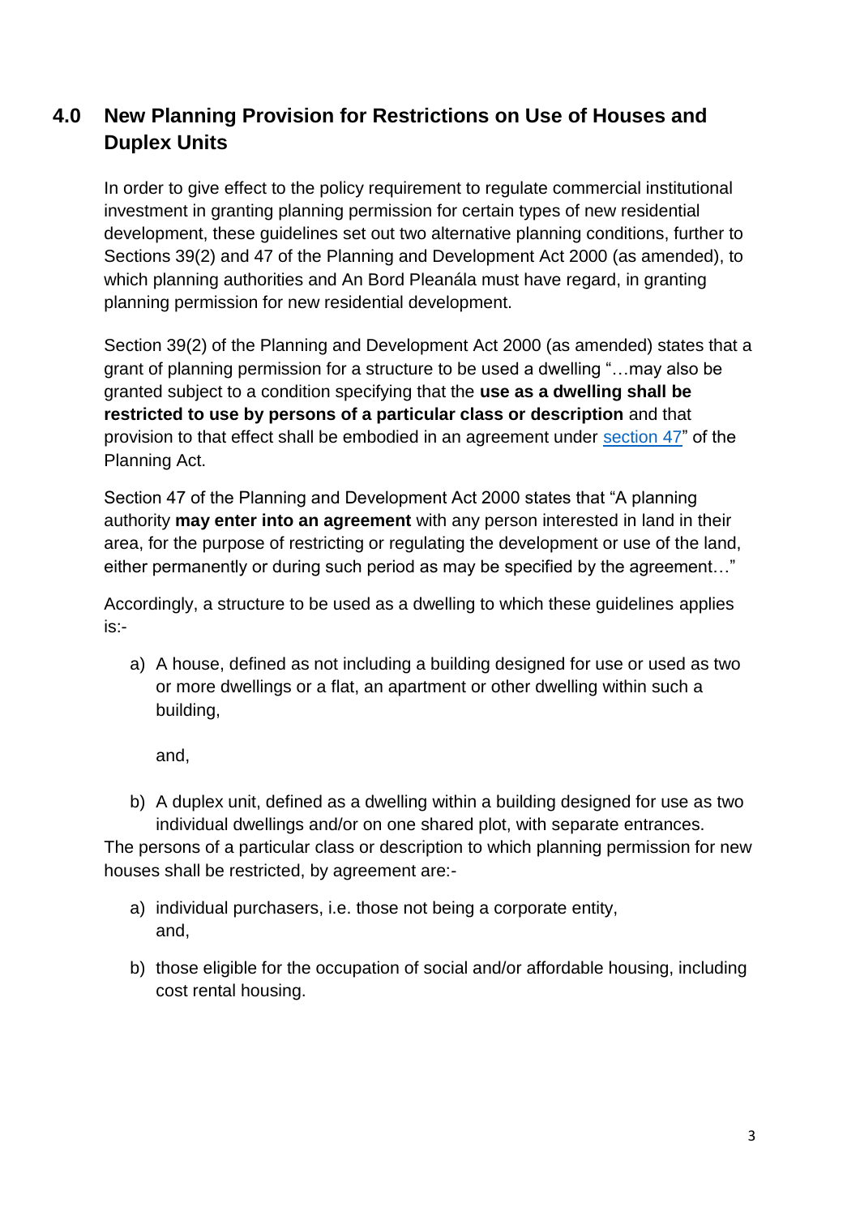## 4.0 New Planning Provision for Restrictions on Use of Houses and Duplex Units

In order to give effect to the policy requirement to regulate commercial institutional investment in granting planning permission for certain types of new residential development, these guidelines set out two alternative planning conditions, further to Sections 39(2) and 47 of the Planning and Development Act 2000 (as amended), to which planning authorities and An Bord Pleanála must have regard, in granting planning permission for new residential development.

Section 39(2) of the Planning and Development Act 2000 (as amended) states that a grant of planning permission for a structure to be used a dwelling "…may also be granted subject to a condition specifying that the **use as a dwelling shall be restricted to use by persons of a particular class or description** and that provision to that effect shall be embodied in an agreement under section 47" of the Planning Act.

Section 47 of the Planning and Development Act 2000 states that "A planning authority **may enter into an agreement** with any person interested in land in their area, for the purpose of restricting or regulating the development or use of the land, either permanently or during such period as may be specified by the agreement…"

Accordingly, a structure to be used as a dwelling to which these guidelines applies is:-

a) A house, defined as not including a building designed for use or used as two or more dwellings or a flat, an apartment or other dwelling within such a building,

   and,

b) A duplex unit, defined as a dwelling within a building designed for use as two individual dwellings and/or on one shared plot, with separate entrances.

The persons of a particular class or description to which planning permission for new houses shall be restricted, by agreement are:-

a) individual purchasers, i.e. those not being a corporate entity, and,

b) those eligible for the occupation of social and/or affordable housing, including cost rental housing.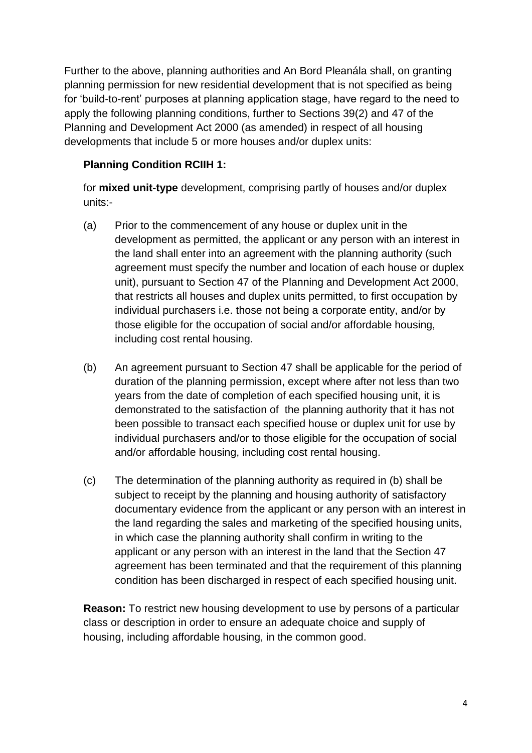Further to the above, planning authorities and An Bord Pleanála shall, on granting planning permission for new residential development that is not specified as being for 'build-to-rent' purposes at planning application stage, have regard to the need to apply the following planning conditions, further to Sections 39(2) and 47 of the Planning and Development Act 2000 (as amended) in respect of all housing developments that include 5 or more houses and/or duplex units:

**Planning Condition RCIIH 1:**

for **mixed unit-type** development, comprising partly of houses and/or duplex units:-

(a) Prior to the commencement of any house or duplex unit in the development as permitted, the applicant or any person with an interest in the land shall enter into an agreement with the planning authority (such agreement must specify the number and location of each house or duplex unit), pursuant to Section 47 of the Planning and Development Act 2000, that restricts all houses and duplex units permitted, to first occupation by individual purchasers i.e. those not being a corporate entity, and/or by those eligible for the occupation of social and/or affordable housing, including cost rental housing.

(b) An agreement pursuant to Section 47 shall be applicable for the period of duration of the planning permission, except where after not less than two years from the date of completion of each specified housing unit, it is demonstrated to the satisfaction of the planning authority that it has not been possible to transact each specified house or duplex unit for use by individual purchasers and/or to those eligible for the occupation of social and/or affordable housing, including cost rental housing.

(c) The determination of the planning authority as required in (b) shall be subject to receipt by the planning and housing authority of satisfactory documentary evidence from the applicant or any person with an interest in the land regarding the sales and marketing of the specified housing units, in which case the planning authority shall confirm in writing to the applicant or any person with an interest in the land that the Section 47 agreement has been terminated and that the requirement of this planning condition has been discharged in respect of each specified housing unit.

**Reason:** To restrict new housing development to use by persons of a particular class or description in order to ensure an adequate choice and supply of housing, including affordable housing, in the common good.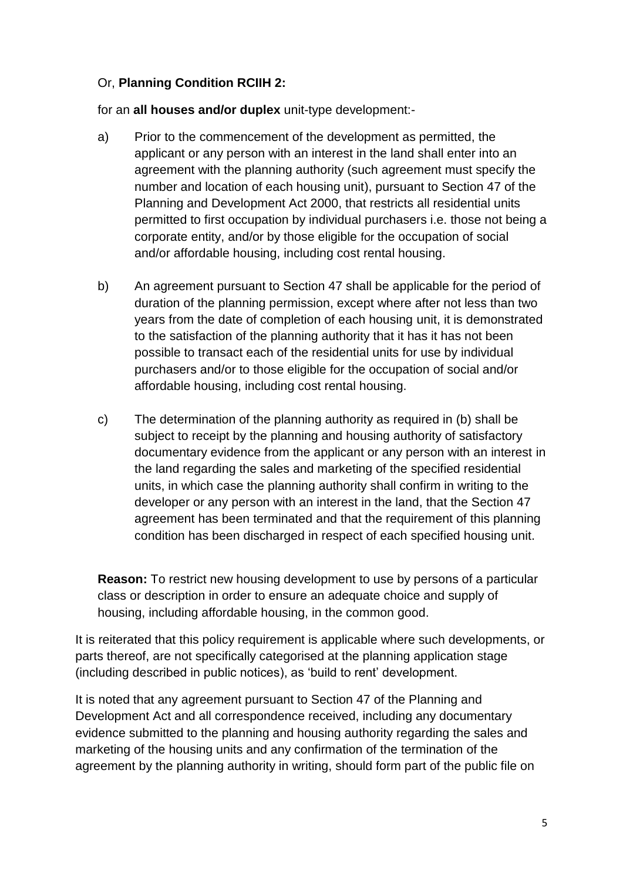Or, **Planning Condition RCIIH 2:**

for an **all houses and/or duplex** unit-type development:-

a) Prior to the commencement of the development as permitted, the applicant or any person with an interest in the land shall enter into an agreement with the planning authority (such agreement must specify the number and location of each housing unit), pursuant to Section 47 of the Planning and Development Act 2000, that restricts all residential units permitted to first occupation by individual purchasers i.e. those not being a corporate entity, and/or by those eligible for the occupation of social and/or affordable housing, including cost rental housing.

b) An agreement pursuant to Section 47 shall be applicable for the period of duration of the planning permission, except where after not less than two years from the date of completion of each housing unit, it is demonstrated to the satisfaction of the planning authority that it has it has not been possible to transact each of the residential units for use by individual purchasers and/or to those eligible for the occupation of social and/or affordable housing, including cost rental housing.

c) The determination of the planning authority as required in (b) shall be subject to receipt by the planning and housing authority of satisfactory documentary evidence from the applicant or any person with an interest in the land regarding the sales and marketing of the specified residential units, in which case the planning authority shall confirm in writing to the developer or any person with an interest in the land, that the Section 47 agreement has been terminated and that the requirement of this planning condition has been discharged in respect of each specified housing unit.

**Reason:** To restrict new housing development to use by persons of a particular class or description in order to ensure an adequate choice and supply of housing, including affordable housing, in the common good.

It is reiterated that this policy requirement is applicable where such developments, or parts thereof, are not specifically categorised at the planning application stage (including described in public notices), as 'build to rent' development.

It is noted that any agreement pursuant to Section 47 of the Planning and Development Act and all correspondence received, including any documentary evidence submitted to the planning and housing authority regarding the sales and marketing of the housing units and any confirmation of the termination of the agreement by the planning authority in writing, should form part of the public file on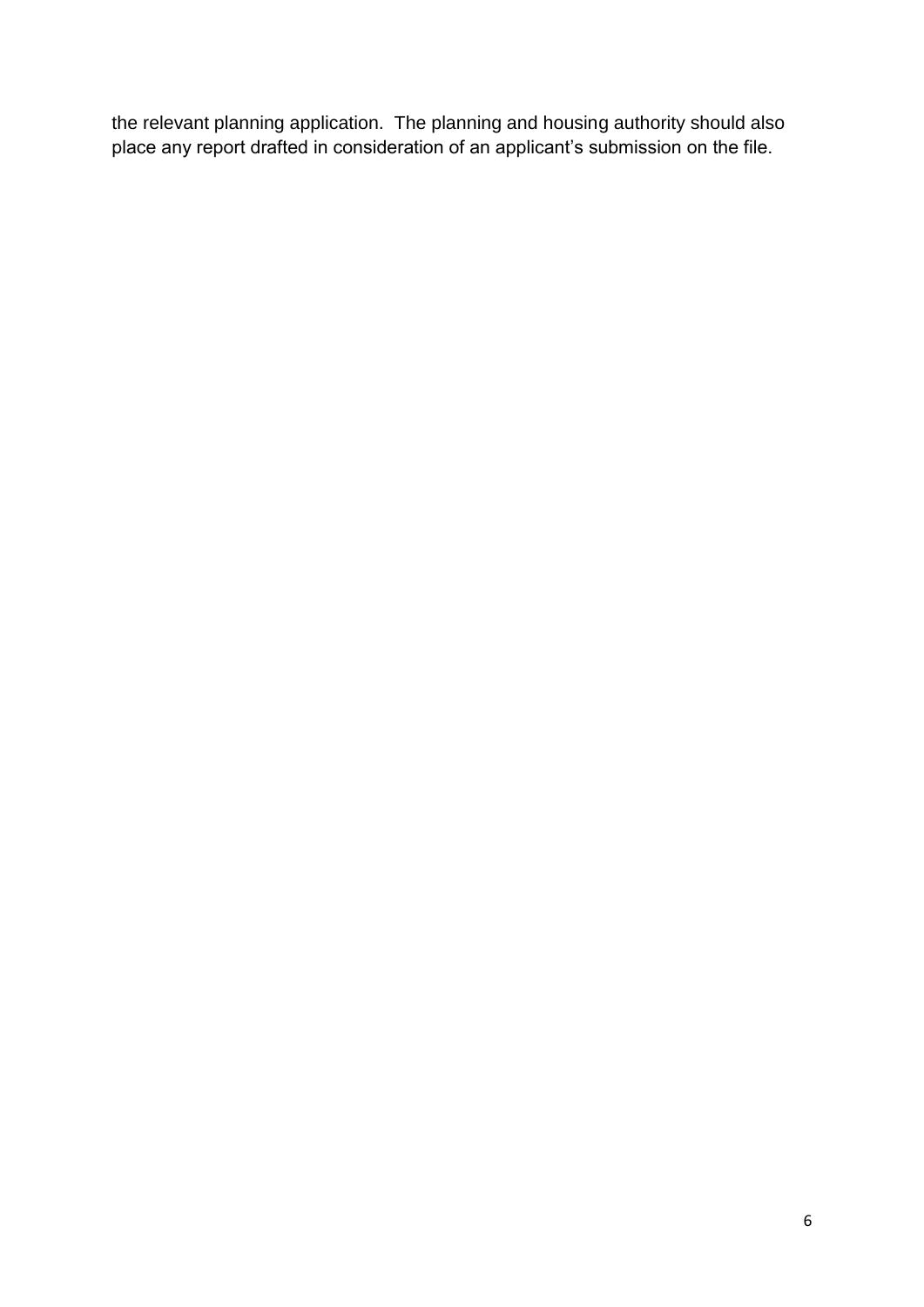the relevant planning application. The planning and housing authority should also place any report drafted in consideration of an applicant's submission on the file.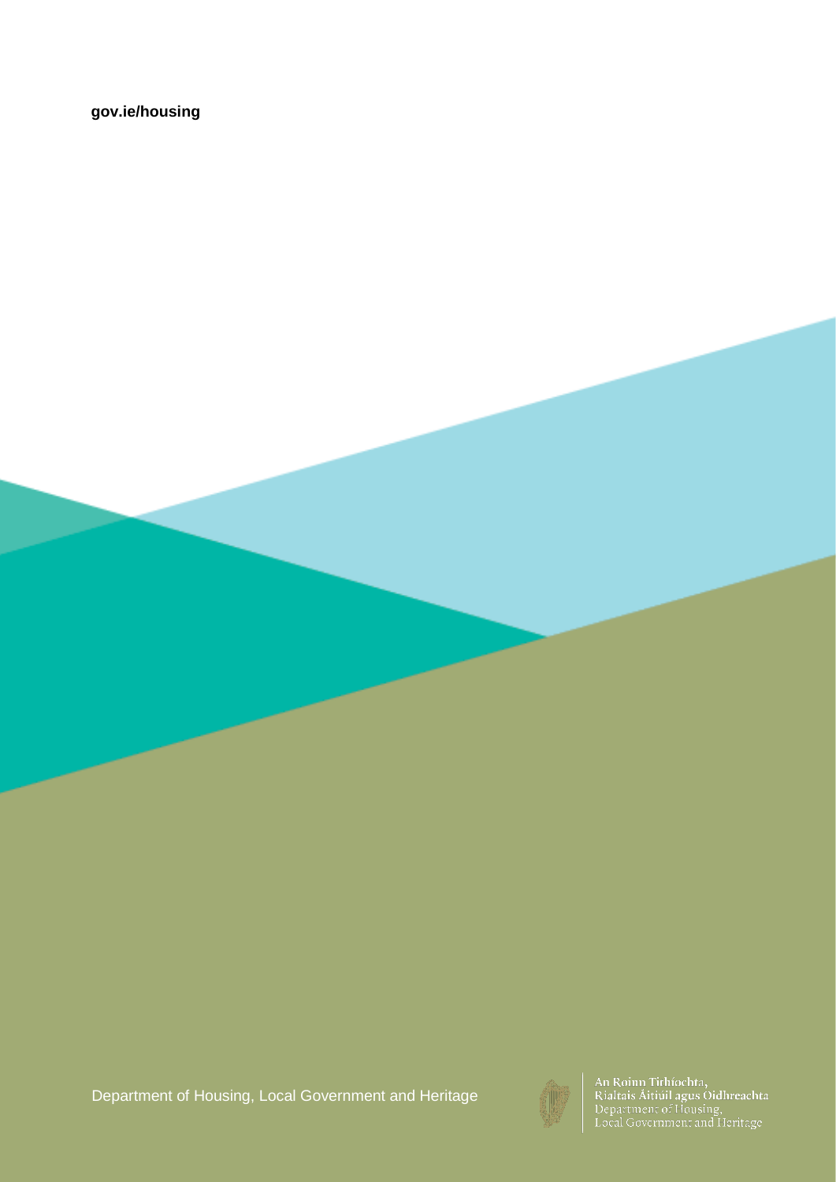**gov.ie/housing**

Department of Housing, Local Government and Heritage

An Roinn Tithíochta,
Rialtais Áitiúil agus Oidhreachta
Department of Housing,
Local Government and Heritage